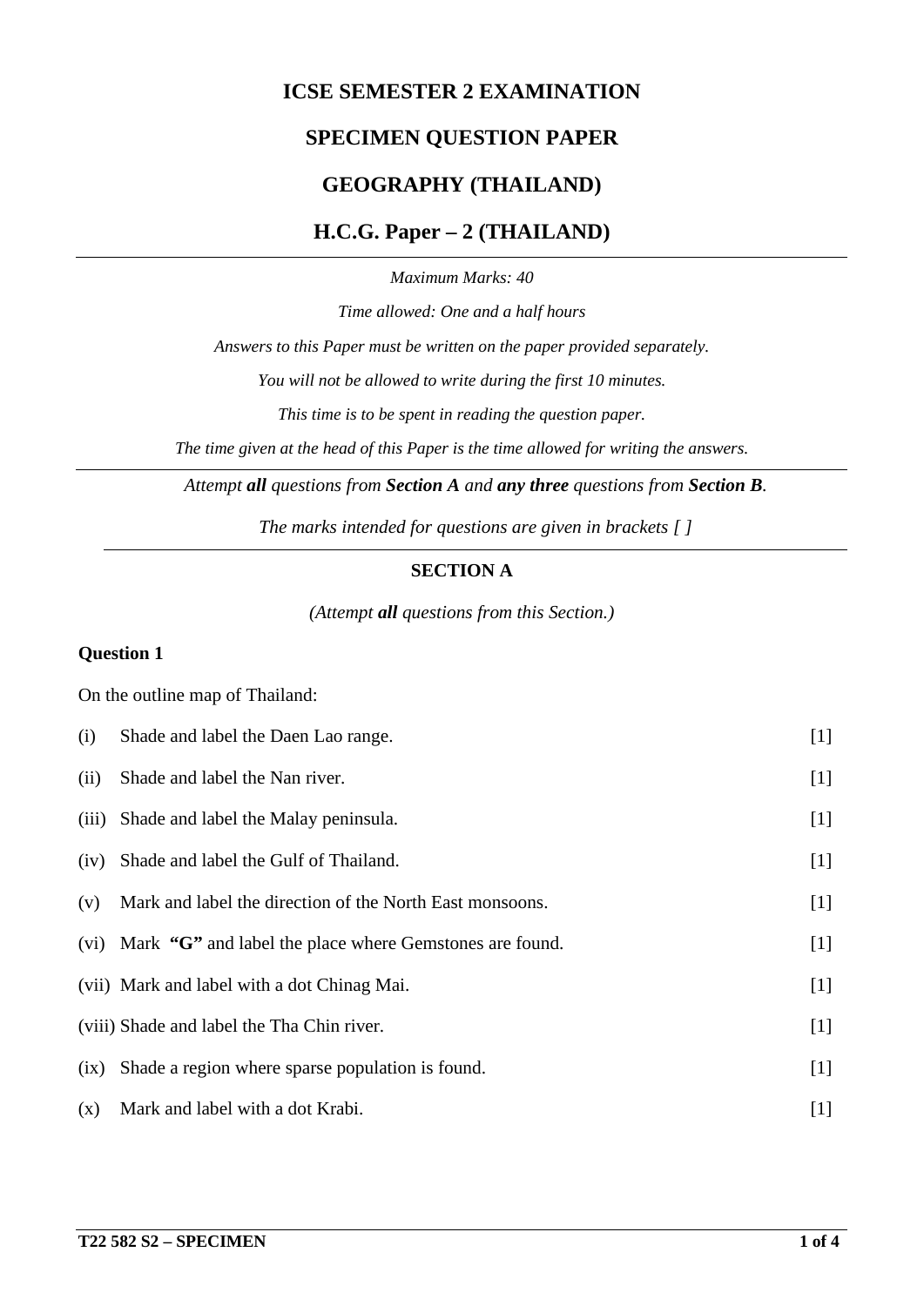# ICSE SEMESTER 2 EXAMINATION

# SPECIMEN QUESTION PAPER

# GEOGRAPHY (THAILAND)

# H.C.G. Paper – 2 (THAILAND)

---

*Maximum Marks: 40*

*Time allowed: One and a half hours*

*Answers to this Paper must be written on the paper provided separately.*

*You will not be allowed to write during the first 10 minutes.*

*This time is to be spent in reading the question paper.*

*The time given at the head of this Paper is the time allowed for writing the answers.*

---

*Attempt **all** questions from **Section A** and **any three** questions from **Section B**.*

*The marks intended for questions are given in brackets [ ]*

---

## SECTION A

*(Attempt **all** questions from this Section.)*

### Question 1

On the outline map of Thailand:

(i) Shade and label the Daen Lao range. [1]

(ii) Shade and label the Nan river. [1]

(iii) Shade and label the Malay peninsula. [1]

(iv) Shade and label the Gulf of Thailand. [1]

(v) Mark and label the direction of the North East monsoons. [1]

(vi) Mark **"G"** and label the place where Gemstones are found. [1]

(vii) Mark and label with a dot Chinag Mai. [1]

(viii) Shade and label the Tha Chin river. [1]

(ix) Shade a region where sparse population is found. [1]

(x) Mark and label with a dot Krabi. [1]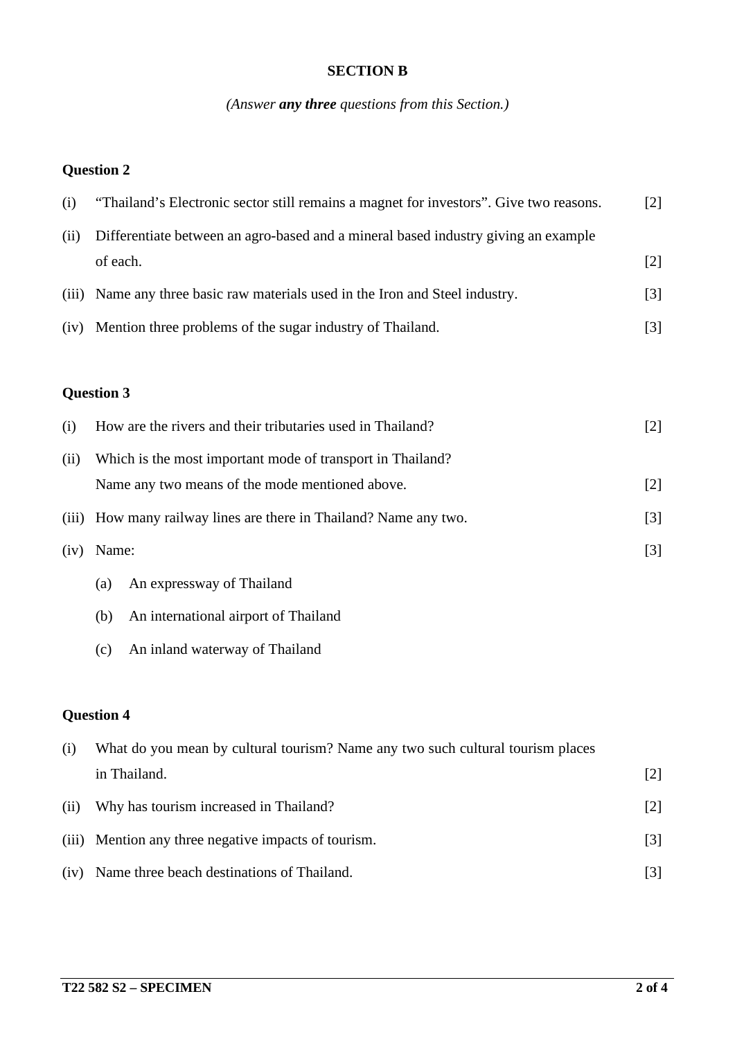## SECTION B

*(Answer **any three** questions from this Section.)*

### Question 2

(i) "Thailand's Electronic sector still remains a magnet for investors". Give two reasons. [2]

(ii) Differentiate between an agro-based and a mineral based industry giving an example of each. [2]

(iii) Name any three basic raw materials used in the Iron and Steel industry. [3]

(iv) Mention three problems of the sugar industry of Thailand. [3]

### Question 3

(i) How are the rivers and their tributaries used in Thailand? [2]

(ii) Which is the most important mode of transport in Thailand?
Name any two means of the mode mentioned above. [2]

(iii) How many railway lines are there in Thailand? Name any two. [3]

(iv) Name: [3]

(a) An expressway of Thailand

(b) An international airport of Thailand

(c) An inland waterway of Thailand

### Question 4

(i) What do you mean by cultural tourism? Name any two such cultural tourism places in Thailand. [2]

(ii) Why has tourism increased in Thailand? [2]

(iii) Mention any three negative impacts of tourism. [3]

(iv) Name three beach destinations of Thailand. [3]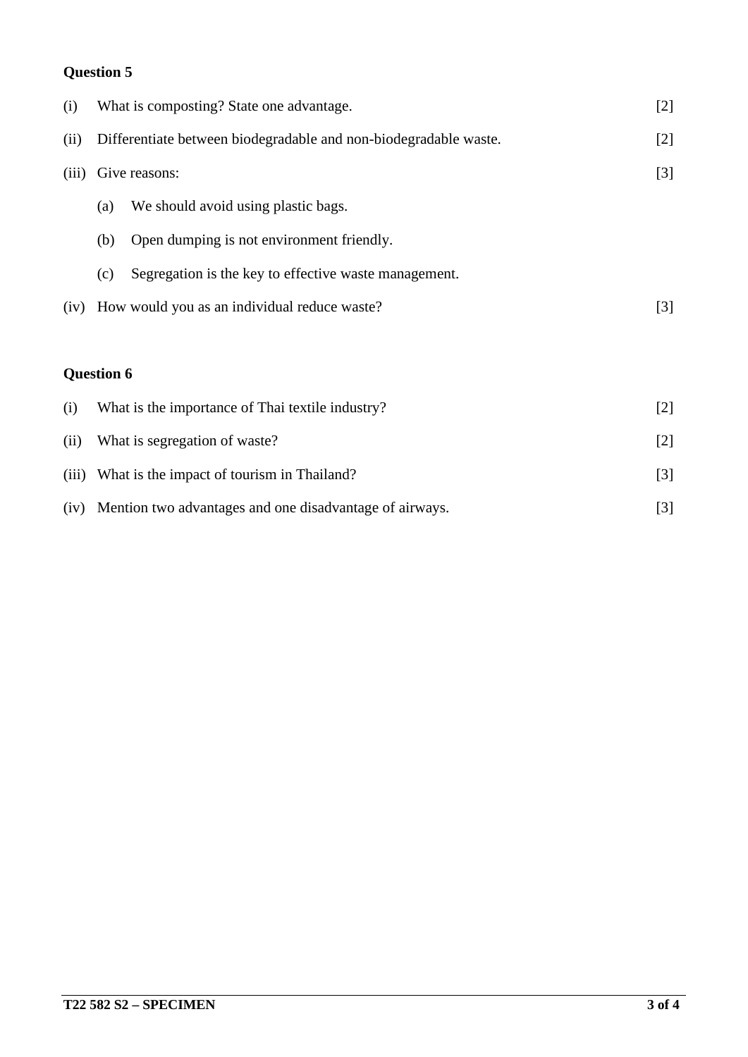**Question 5**

(i) What is composting? State one advantage. [2]

(ii) Differentiate between biodegradable and non-biodegradable waste. [2]

(iii) Give reasons: [3]

- (a) We should avoid using plastic bags.
- (b) Open dumping is not environment friendly.
- (c) Segregation is the key to effective waste management.

(iv) How would you as an individual reduce waste? [3]

**Question 6**

(i) What is the importance of Thai textile industry? [2]

(ii) What is segregation of waste? [2]

(iii) What is the impact of tourism in Thailand? [3]

(iv) Mention two advantages and one disadvantage of airways. [3]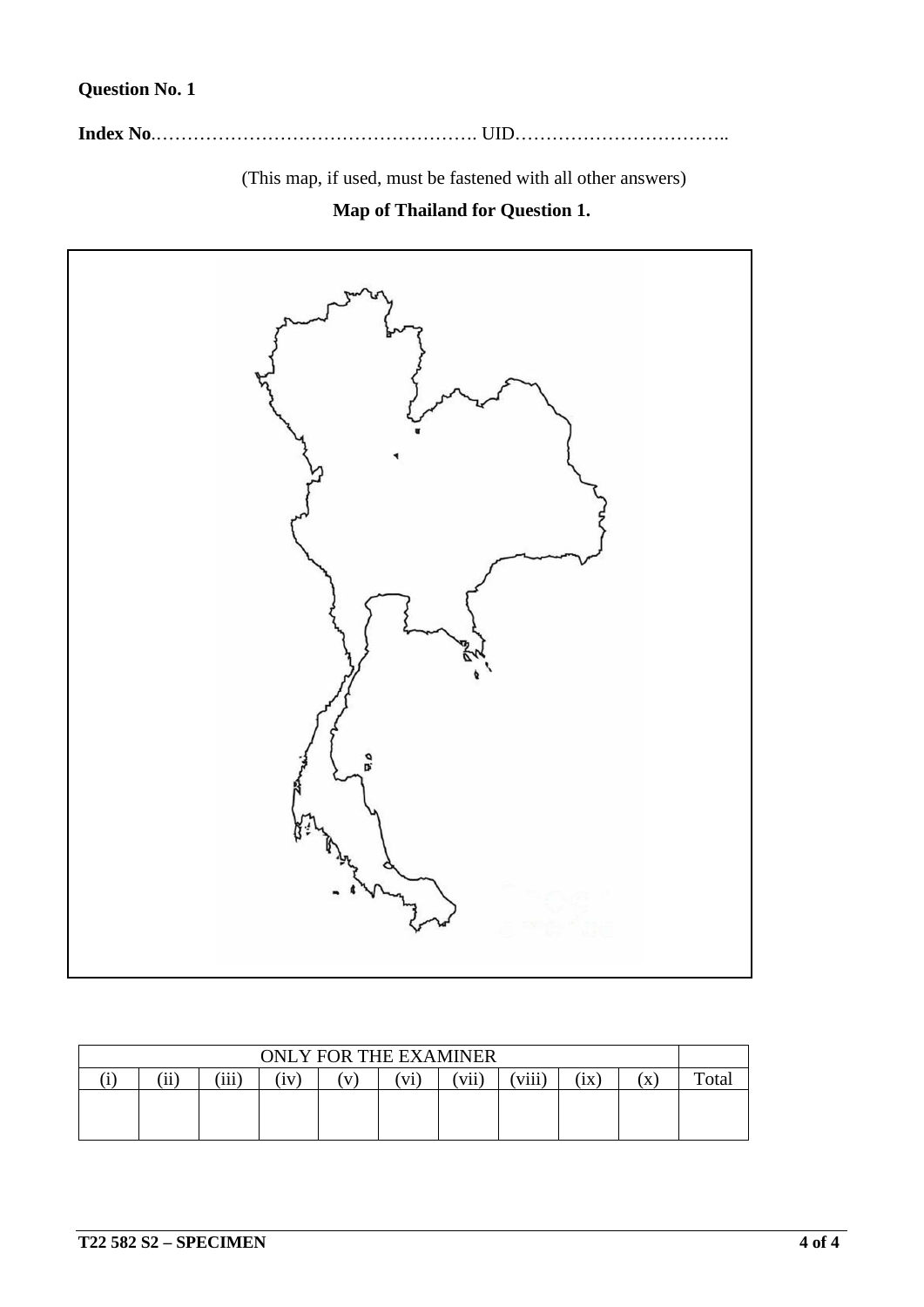**Question No. 1**

**Index No**……………………………………………. UID……………………………..

(This map, if used, must be fastened with all other answers)

**Map of Thailand for Question 1.**

| ONLY FOR THE EXAMINER | | | | | | | | | | |
|---|---|---|---|---|---|---|---|---|---|---|
| (i) | (ii) | (iii) | (iv) | (v) | (vi) | (vii) | (viii) | (ix) | (x) | Total |
| | | | | | | | | | | |